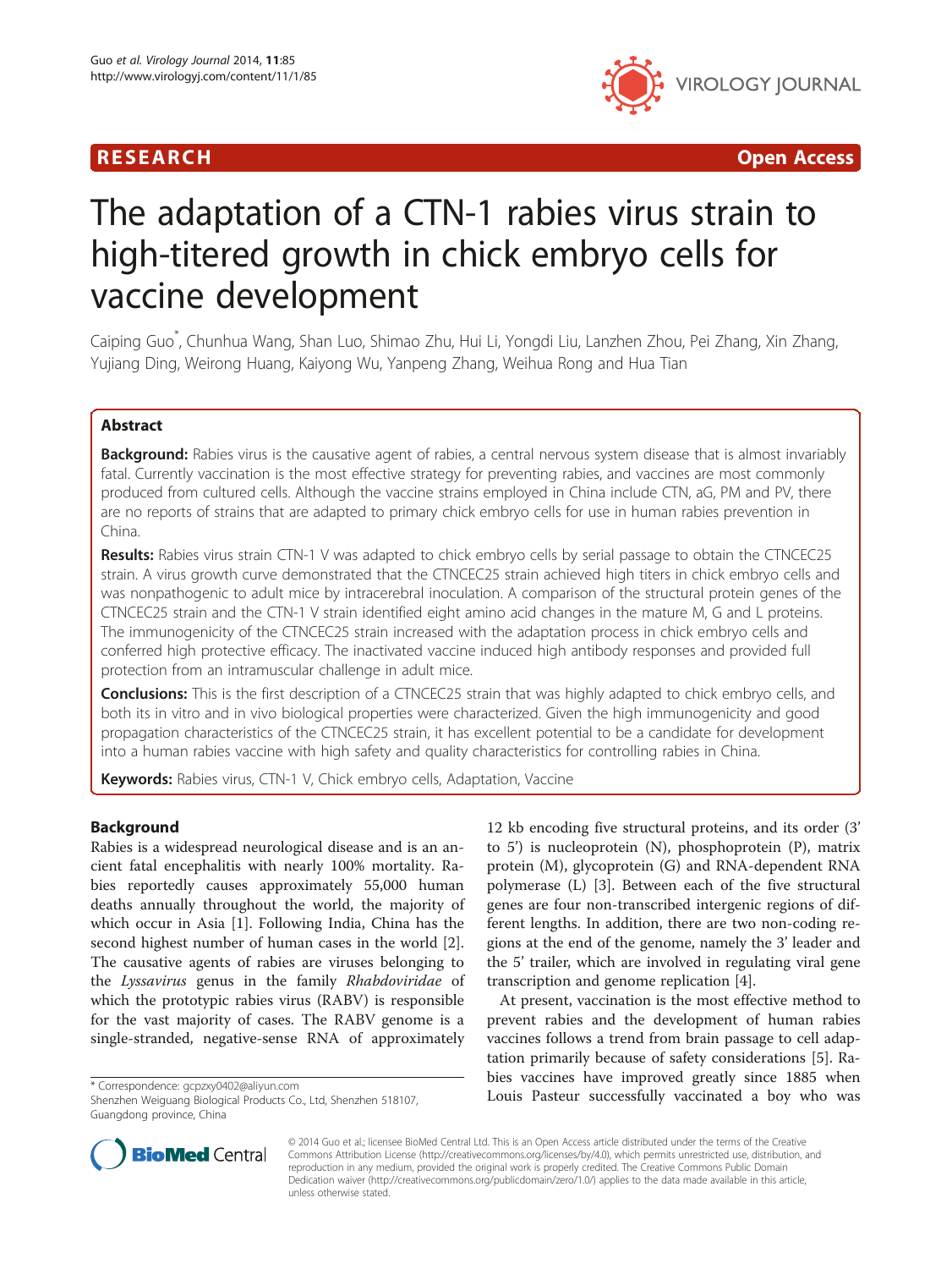RESEARCH | Open Access

# The adaptation of a CTN-1 rabies virus strain to high-titered growth in chick embryo cells for vaccine development

Caiping Guo*, Chunhua Wang, Shan Luo, Shimao Zhu, Hui Li, Yongdi Liu, Lanzhen Zhou, Pei Zhang, Xin Zhang, Yujiang Ding, Weirong Huang, Kaiyong Wu, Yanpeng Zhang, Weihua Rong and Hua Tian

## Abstract

**Background:** Rabies virus is the causative agent of rabies, a central nervous system disease that is almost invariably fatal. Currently vaccination is the most effective strategy for preventing rabies, and vaccines are most commonly produced from cultured cells. Although the vaccine strains employed in China include CTN, aG, PM and PV, there are no reports of strains that are adapted to primary chick embryo cells for use in human rabies prevention in China.

**Results:** Rabies virus strain CTN-1 V was adapted to chick embryo cells by serial passage to obtain the CTNCEC25 strain. A virus growth curve demonstrated that the CTNCEC25 strain achieved high titers in chick embryo cells and was nonpathogenic to adult mice by intracerebral inoculation. A comparison of the structural protein genes of the CTNCEC25 strain and the CTN-1 V strain identified eight amino acid changes in the mature M, G and L proteins. The immunogenicity of the CTNCEC25 strain increased with the adaptation process in chick embryo cells and conferred high protective efficacy. The inactivated vaccine induced high antibody responses and provided full protection from an intramuscular challenge in adult mice.

**Conclusions:** This is the first description of a CTNCEC25 strain that was highly adapted to chick embryo cells, and both its in vitro and in vivo biological properties were characterized. Given the high immunogenicity and good propagation characteristics of the CTNCEC25 strain, it has excellent potential to be a candidate for development into a human rabies vaccine with high safety and quality characteristics for controlling rabies in China.

**Keywords:** Rabies virus, CTN-1 V, Chick embryo cells, Adaptation, Vaccine

## Background

Rabies is a widespread neurological disease and is an ancient fatal encephalitis with nearly 100% mortality. Rabies reportedly causes approximately 55,000 human deaths annually throughout the world, the majority of which occur in Asia [1]. Following India, China has the second highest number of human cases in the world [2]. The causative agents of rabies are viruses belonging to the *Lyssavirus* genus in the family *Rhabdoviridae* of which the prototypic rabies virus (RABV) is responsible for the vast majority of cases. The RABV genome is a single-stranded, negative-sense RNA of approximately 12 kb encoding five structural proteins, and its order (3' to 5') is nucleoprotein (N), phosphoprotein (P), matrix protein (M), glycoprotein (G) and RNA-dependent RNA polymerase (L) [3]. Between each of the five structural genes are four non-transcribed intergenic regions of different lengths. In addition, there are two non-coding regions at the end of the genome, namely the 3' leader and the 5' trailer, which are involved in regulating viral gene transcription and genome replication [4].

At present, vaccination is the most effective method to prevent rabies and the development of human rabies vaccines follows a trend from brain passage to cell adaptation primarily because of safety considerations [5]. Rabies vaccines have improved greatly since 1885 when Louis Pasteur successfully vaccinated a boy who was

\* Correspondence: gcpzxy0402@aliyun.com
Shenzhen Weiguang Biological Products Co., Ltd, Shenzhen 518107, Guangdong province, China

© 2014 Guo et al.; licensee BioMed Central Ltd. This is an Open Access article distributed under the terms of the Creative Commons Attribution License (http://creativecommons.org/licenses/by/4.0), which permits unrestricted use, distribution, and reproduction in any medium, provided the original work is properly credited. The Creative Commons Public Domain Dedication waiver (http://creativecommons.org/publicdomain/zero/1.0/) applies to the data made available in this article, unless otherwise stated.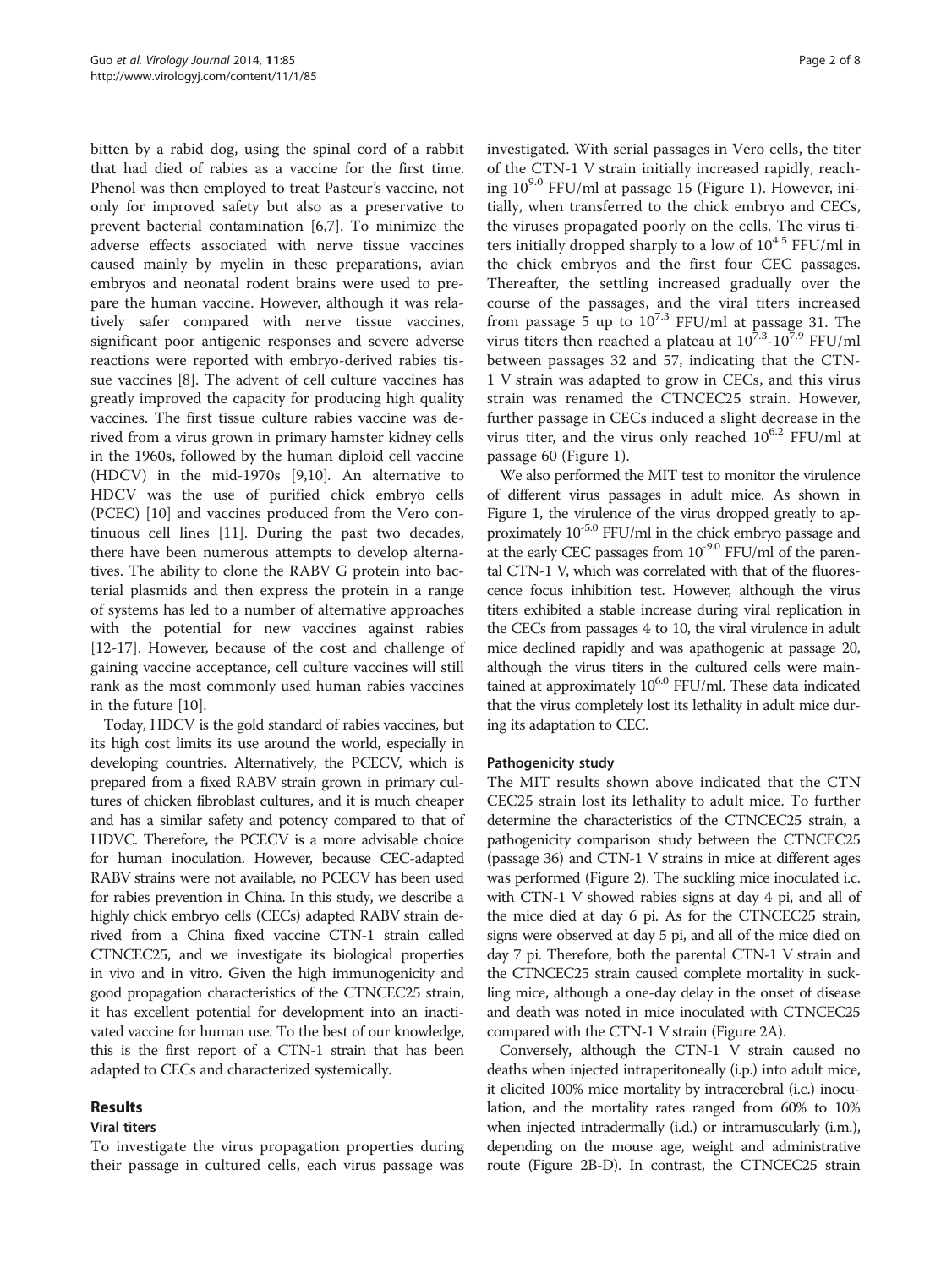bitten by a rabid dog, using the spinal cord of a rabbit that had died of rabies as a vaccine for the first time. Phenol was then employed to treat Pasteur's vaccine, not only for improved safety but also as a preservative to prevent bacterial contamination [6,7]. To minimize the adverse effects associated with nerve tissue vaccines caused mainly by myelin in these preparations, avian embryos and neonatal rodent brains were used to prepare the human vaccine. However, although it was relatively safer compared with nerve tissue vaccines, significant poor antigenic responses and severe adverse reactions were reported with embryo-derived rabies tissue vaccines [8]. The advent of cell culture vaccines has greatly improved the capacity for producing high quality vaccines. The first tissue culture rabies vaccine was derived from a virus grown in primary hamster kidney cells in the 1960s, followed by the human diploid cell vaccine (HDCV) in the mid-1970s [9,10]. An alternative to HDCV was the use of purified chick embryo cells (PCEC) [10] and vaccines produced from the Vero continuous cell lines [11]. During the past two decades, there have been numerous attempts to develop alternatives. The ability to clone the RABV G protein into bacterial plasmids and then express the protein in a range of systems has led to a number of alternative approaches with the potential for new vaccines against rabies [12-17]. However, because of the cost and challenge of gaining vaccine acceptance, cell culture vaccines will still rank as the most commonly used human rabies vaccines in the future [10].

Today, HDCV is the gold standard of rabies vaccines, but its high cost limits its use around the world, especially in developing countries. Alternatively, the PCECV, which is prepared from a fixed RABV strain grown in primary cultures of chicken fibroblast cultures, and it is much cheaper and has a similar safety and potency compared to that of HDVC. Therefore, the PCECV is a more advisable choice for human inoculation. However, because CEC-adapted RABV strains were not available, no PCECV has been used for rabies prevention in China. In this study, we describe a highly chick embryo cells (CECs) adapted RABV strain derived from a China fixed vaccine CTN-1 strain called CTNCEC25, and we investigate its biological properties in vivo and in vitro. Given the high immunogenicity and good propagation characteristics of the CTNCEC25 strain, it has excellent potential for development into an inactivated vaccine for human use. To the best of our knowledge, this is the first report of a CTN-1 strain that has been adapted to CECs and characterized systemically.

## Results

### Viral titers

To investigate the virus propagation properties during their passage in cultured cells, each virus passage was investigated. With serial passages in Vero cells, the titer of the CTN-1 V strain initially increased rapidly, reaching $10^{9.0}$ FFU/ml at passage 15 (Figure 1). However, initially, when transferred to the chick embryo and CECs, the viruses propagated poorly on the cells. The virus titers initially dropped sharply to a low of $10^{4.5}$ FFU/ml in the chick embryos and the first four CEC passages. Thereafter, the settling increased gradually over the course of the passages, and the viral titers increased from passage 5 up to $10^{7.3}$ FFU/ml at passage 31. The virus titers then reached a plateau at $10^{7.3}$-$10^{7.9}$ FFU/ml between passages 32 and 57, indicating that the CTN-1 V strain was adapted to grow in CECs, and this virus strain was renamed the CTNCEC25 strain. However, further passage in CECs induced a slight decrease in the virus titer, and the virus only reached $10^{6.2}$ FFU/ml at passage 60 (Figure 1).

We also performed the MIT test to monitor the virulence of different virus passages in adult mice. As shown in Figure 1, the virulence of the virus dropped greatly to approximately $10^{-5.0}$ FFU/ml in the chick embryo passage and at the early CEC passages from $10^{-9.0}$ FFU/ml of the parental CTN-1 V, which was correlated with that of the fluorescence focus inhibition test. However, although the virus titers exhibited a stable increase during viral replication in the CECs from passages 4 to 10, the viral virulence in adult mice declined rapidly and was apathogenic at passage 20, although the virus titers in the cultured cells were maintained at approximately $10^{6.0}$ FFU/ml. These data indicated that the virus completely lost its lethality in adult mice during its adaptation to CEC.

### Pathogenicity study

The MIT results shown above indicated that the CTN CEC25 strain lost its lethality to adult mice. To further determine the characteristics of the CTNCEC25 strain, a pathogenicity comparison study between the CTNCEC25 (passage 36) and CTN-1 V strains in mice at different ages was performed (Figure 2). The suckling mice inoculated i.c. with CTN-1 V showed rabies signs at day 4 pi, and all of the mice died at day 6 pi. As for the CTNCEC25 strain, signs were observed at day 5 pi, and all of the mice died on day 7 pi. Therefore, both the parental CTN-1 V strain and the CTNCEC25 strain caused complete mortality in suckling mice, although a one-day delay in the onset of disease and death was noted in mice inoculated with CTNCEC25 compared with the CTN-1 V strain (Figure 2A).

Conversely, although the CTN-1 V strain caused no deaths when injected intraperitoneally (i.p.) into adult mice, it elicited 100% mice mortality by intracerebral (i.c.) inoculation, and the mortality rates ranged from 60% to 10% when injected intradermally (i.d.) or intramuscularly (i.m.), depending on the mouse age, weight and administrative route (Figure 2B-D). In contrast, the CTNCEC25 strain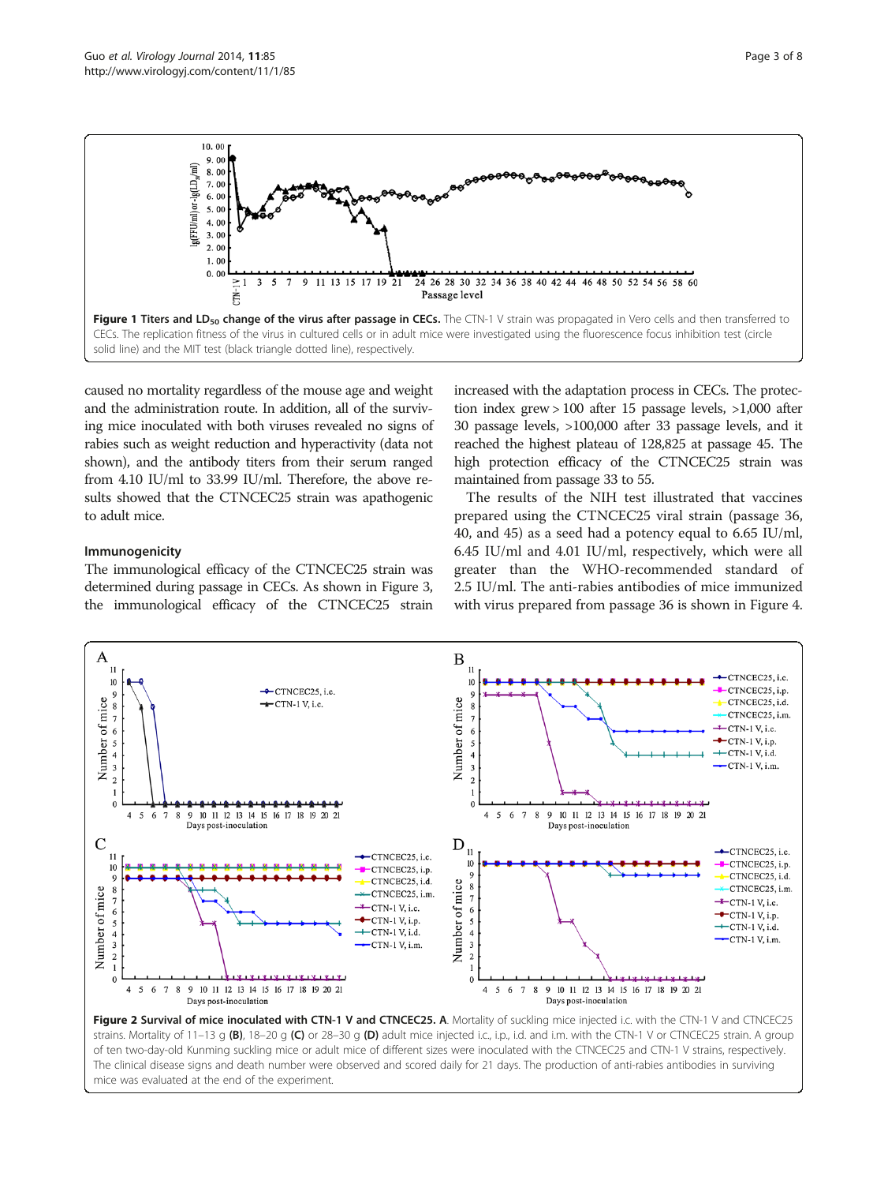**Figure 1 Titers and $LD_{50}$ change of the virus after passage in CECs.** The CTN-1 V strain was propagated in Vero cells and then transferred to CECs. The replication fitness of the virus in cultured cells or in adult mice were investigated using the fluorescence focus inhibition test (circle solid line) and the MIT test (black triangle dotted line), respectively.

caused no mortality regardless of the mouse age and weight and the administration route. In addition, all of the surviving mice inoculated with both viruses revealed no signs of rabies such as weight reduction and hyperactivity (data not shown), and the antibody titers from their serum ranged from 4.10 IU/ml to 33.99 IU/ml. Therefore, the above results showed that the CTNCEC25 strain was apathogenic to adult mice.

### Immunogenicity

The immunological efficacy of the CTNCEC25 strain was determined during passage in CECs. As shown in Figure 3, the immunological efficacy of the CTNCEC25 strain increased with the adaptation process in CECs. The protection index grew > 100 after 15 passage levels, >1,000 after 30 passage levels, >100,000 after 33 passage levels, and it reached the highest plateau of 128,825 at passage 45. The high protection efficacy of the CTNCEC25 strain was maintained from passage 33 to 55.

The results of the NIH test illustrated that vaccines prepared using the CTNCEC25 viral strain (passage 36, 40, and 45) as a seed had a potency equal to 6.65 IU/ml, 6.45 IU/ml and 4.01 IU/ml, respectively, which were all greater than the WHO-recommended standard of 2.5 IU/ml. The anti-rabies antibodies of mice immunized with virus prepared from passage 36 is shown in Figure 4.

**Figure 2 Survival of mice inoculated with CTN-1 V and CTNCEC25. A**. Mortality of suckling mice injected i.c. with the CTN-1 V and CTNCEC25 strains. Mortality of 11–13 g **(B)**, 18–20 g **(C)** or 28–30 g **(D)** adult mice injected i.c., i.p., i.d. and i.m. with the CTN-1 V or CTNCEC25 strain. A group of ten two-day-old Kunming suckling mice or adult mice of different sizes were inoculated with the CTNCEC25 and CTN-1 V strains, respectively. The clinical disease signs and death number were observed and scored daily for 21 days. The production of anti-rabies antibodies in surviving mice was evaluated at the end of the experiment.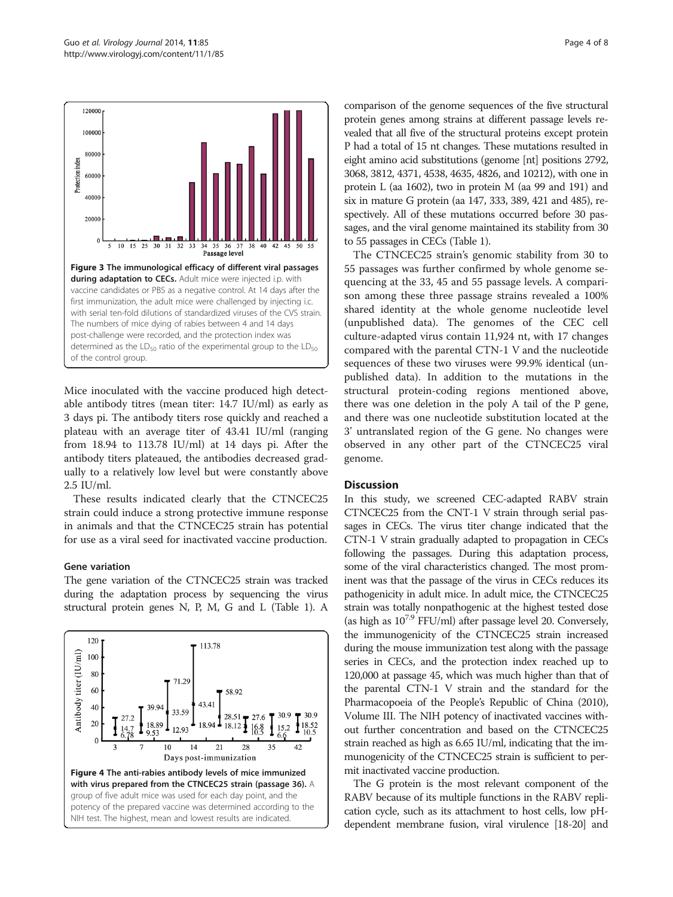Figure 3 The immunological efficacy of different viral passages during adaptation to CECs. Adult mice were injected i.p. with vaccine candidates or PBS as a negative control. At 14 days after the first immunization, the adult mice were challenged by injecting i.c. with serial ten-fold dilutions of standardized viruses of the CVS strain. The numbers of mice dying of rabies between 4 and 14 days post-challenge were recorded, and the protection index was determined as the $LD_{50}$ ratio of the experimental group to the $LD_{50}$ of the control group.

Mice inoculated with the vaccine produced high detectable antibody titres (mean titer: 14.7 IU/ml) as early as 3 days pi. The antibody titers rose quickly and reached a plateau with an average titer of 43.41 IU/ml (ranging from 18.94 to 113.78 IU/ml) at 14 days pi. After the antibody titers plateaued, the antibodies decreased gradually to a relatively low level but were constantly above 2.5 IU/ml.

These results indicated clearly that the CTNCEC25 strain could induce a strong protective immune response in animals and that the CTNCEC25 strain has potential for use as a viral seed for inactivated vaccine production.

### Gene variation

The gene variation of the CTNCEC25 strain was tracked during the adaptation process by sequencing the virus structural protein genes N, P, M, G and L (Table 1). A comparison of the genome sequences of the five structural protein genes among strains at different passage levels revealed that all five of the structural proteins except protein P had a total of 15 nt changes. These mutations resulted in eight amino acid substitutions (genome [nt] positions 2792, 3068, 3812, 4371, 4538, 4635, 4826, and 10212), with one in protein L (aa 1602), two in protein M (aa 99 and 191) and six in mature G protein (aa 147, 333, 389, 421 and 485), respectively. All of these mutations occurred before 30 passages, and the viral genome maintained its stability from 30 to 55 passages in CECs (Table 1).

Figure 4 The anti-rabies antibody levels of mice immunized with virus prepared from the CTNCEC25 strain (passage 36). A group of five adult mice was used for each day point, and the potency of the prepared vaccine was determined according to the NIH test. The highest, mean and lowest results are indicated.

The CTNCEC25 strain's genomic stability from 30 to 55 passages was further confirmed by whole genome sequencing at the 33, 45 and 55 passage levels. A comparison among these three passage strains revealed a 100% shared identity at the whole genome nucleotide level (unpublished data). The genomes of the CEC cell culture-adapted virus contain 11,924 nt, with 17 changes compared with the parental CTN-1 V and the nucleotide sequences of these two viruses were 99.9% identical (unpublished data). In addition to the mutations in the structural protein-coding regions mentioned above, there was one deletion in the poly A tail of the P gene, and there was one nucleotide substitution located at the 3' untranslated region of the G gene. No changes were observed in any other part of the CTNCEC25 viral genome.

## Discussion

In this study, we screened CEC-adapted RABV strain CTNCEC25 from the CNT-1 V strain through serial passages in CECs. The virus titer change indicated that the CTN-1 V strain gradually adapted to propagation in CECs following the passages. During this adaptation process, some of the viral characteristics changed. The most prominent was that the passage of the virus in CECs reduces its pathogenicity in adult mice. In adult mice, the CTNCEC25 strain was totally nonpathogenic at the highest tested dose (as high as $10^{7.9}$ FFU/ml) after passage level 20. Conversely, the immunogenicity of the CTNCEC25 strain increased during the mouse immunization test along with the passage series in CECs, and the protection index reached up to 120,000 at passage 45, which was much higher than that of the parental CTN-1 V strain and the standard for the Pharmacopoeia of the People's Republic of China (2010), Volume III. The NIH potency of inactivated vaccines without further concentration and based on the CTNCEC25 strain reached as high as 6.65 IU/ml, indicating that the immunogenicity of the CTNCEC25 strain is sufficient to permit inactivated vaccine production.

The G protein is the most relevant component of the RABV because of its multiple functions in the RABV replication cycle, such as its attachment to host cells, low pH-dependent membrane fusion, viral virulence [18-20] and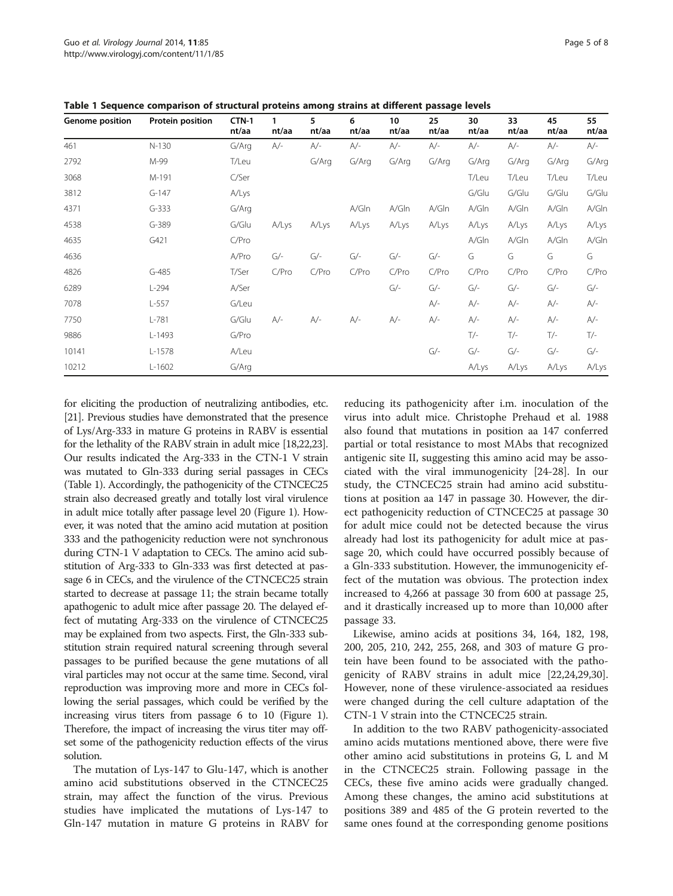**Table 1 Sequence comparison of structural proteins among strains at different passage levels**

| Genome position | Protein position | CTN-1 nt/aa | 1 nt/aa | 5 nt/aa | 6 nt/aa | 10 nt/aa | 25 nt/aa | 30 nt/aa | 33 nt/aa | 45 nt/aa | 55 nt/aa |
|---|---|---|---|---|---|---|---|---|---|---|---|
| 461 | N-130 | G/Arg | A/- | A/- | A/- | A/- | A/- | A/- | A/- | A/- | A/- |
| 2792 | M-99 | T/Leu | | G/Arg | G/Arg | G/Arg | G/Arg | G/Arg | G/Arg | G/Arg | G/Arg |
| 3068 | M-191 | C/Ser | | | | | | T/Leu | T/Leu | T/Leu | T/Leu |
| 3812 | G-147 | A/Lys | | | | | | G/Glu | G/Glu | G/Glu | G/Glu |
| 4371 | G-333 | G/Arg | | | A/Gln | A/Gln | A/Gln | A/Gln | A/Gln | A/Gln | A/Gln |
| 4538 | G-389 | G/Glu | A/Lys | A/Lys | A/Lys | A/Lys | A/Lys | A/Lys | A/Lys | A/Lys | A/Lys |
| 4635 | G421 | C/Pro | | | | | | A/Gln | A/Gln | A/Gln | A/Gln |
| 4636 | | A/Pro | G/- | G/- | G/- | G/- | G/- | G | G | G | G |
| 4826 | G-485 | T/Ser | C/Pro | C/Pro | C/Pro | C/Pro | C/Pro | C/Pro | C/Pro | C/Pro | C/Pro |
| 6289 | L-294 | A/Ser | | | | G/- | G/- | G/- | G/- | G/- | G/- |
| 7078 | L-557 | G/Leu | | | | | A/- | A/- | A/- | A/- | A/- |
| 7750 | L-781 | G/Glu | A/- | A/- | A/- | A/- | A/- | A/- | A/- | A/- | A/- |
| 9886 | L-1493 | G/Pro | | | | | | T/- | T/- | T/- | T/- |
| 10141 | L-1578 | A/Leu | | | | | G/- | G/- | G/- | G/- | G/- |
| 10212 | L-1602 | G/Arg | | | | | | A/Lys | A/Lys | A/Lys | A/Lys |

for eliciting the production of neutralizing antibodies, etc. [21]. Previous studies have demonstrated that the presence of Lys/Arg-333 in mature G proteins in RABV is essential for the lethality of the RABV strain in adult mice [18,22,23]. Our results indicated the Arg-333 in the CTN-1 V strain was mutated to Gln-333 during serial passages in CECs (Table 1). Accordingly, the pathogenicity of the CTNCEC25 strain also decreased greatly and totally lost viral virulence in adult mice totally after passage level 20 (Figure 1). However, it was noted that the amino acid mutation at position 333 and the pathogenicity reduction were not synchronous during CTN-1 V adaptation to CECs. The amino acid substitution of Arg-333 to Gln-333 was first detected at passage 6 in CECs, and the virulence of the CTNCEC25 strain started to decrease at passage 11; the strain became totally apathogenic to adult mice after passage 20. The delayed effect of mutating Arg-333 on the virulence of CTNCEC25 may be explained from two aspects. First, the Gln-333 substitution strain required natural screening through several passages to be purified because the gene mutations of all viral particles may not occur at the same time. Second, viral reproduction was improving more and more in CECs following the serial passages, which could be verified by the increasing virus titers from passage 6 to 10 (Figure 1). Therefore, the impact of increasing the virus titer may offset some of the pathogenicity reduction effects of the virus solution.

The mutation of Lys-147 to Glu-147, which is another amino acid substitutions observed in the CTNCEC25 strain, may affect the function of the virus. Previous studies have implicated the mutations of Lys-147 to Gln-147 mutation in mature G proteins in RABV for reducing its pathogenicity after i.m. inoculation of the virus into adult mice. Christophe Prehaud et al. 1988 also found that mutations in position aa 147 conferred partial or total resistance to most MAbs that recognized antigenic site II, suggesting this amino acid may be associated with the viral immunogenicity [24-28]. In our study, the CTNCEC25 strain had amino acid substitutions at position aa 147 in passage 30. However, the direct pathogenicity reduction of CTNCEC25 at passage 30 for adult mice could not be detected because the virus already had lost its pathogenicity for adult mice at passage 20, which could have occurred possibly because of a Gln-333 substitution. However, the immunogenicity effect of the mutation was obvious. The protection index increased to 4,266 at passage 30 from 600 at passage 25, and it drastically increased up to more than 10,000 after passage 33.

Likewise, amino acids at positions 34, 164, 182, 198, 200, 205, 210, 242, 255, 268, and 303 of mature G protein have been found to be associated with the pathogenicity of RABV strains in adult mice [22,24,29,30]. However, none of these virulence-associated aa residues were changed during the cell culture adaptation of the CTN-1 V strain into the CTNCEC25 strain.

In addition to the two RABV pathogenicity-associated amino acids mutations mentioned above, there were five other amino acid substitutions in proteins G, L and M in the CTNCEC25 strain. Following passage in the CECs, these five amino acids were gradually changed. Among these changes, the amino acid substitutions at positions 389 and 485 of the G protein reverted to the same ones found at the corresponding genome positions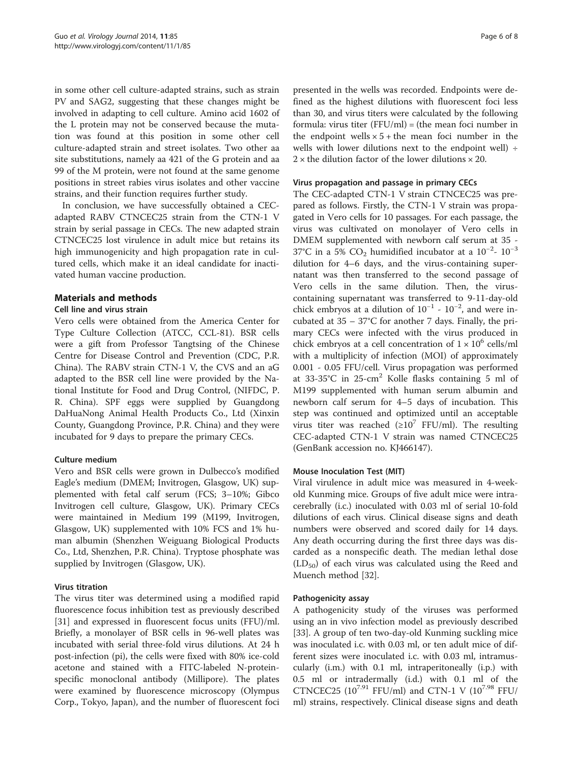in some other cell culture-adapted strains, such as strain PV and SAG2, suggesting that these changes might be involved in adapting to cell culture. Amino acid 1602 of the L protein may not be conserved because the mutation was found at this position in some other cell culture-adapted strain and street isolates. Two other aa site substitutions, namely aa 421 of the G protein and aa 99 of the M protein, were not found at the same genome positions in street rabies virus isolates and other vaccine strains, and their function requires further study.

In conclusion, we have successfully obtained a CEC-adapted RABV CTNCEC25 strain from the CTN-1 V strain by serial passage in CECs. The new adapted strain CTNCEC25 lost virulence in adult mice but retains its high immunogenicity and high propagation rate in cultured cells, which make it an ideal candidate for inactivated human vaccine production.

## Materials and methods

### Cell line and virus strain

Vero cells were obtained from the America Center for Type Culture Collection (ATCC, CCL-81). BSR cells were a gift from Professor Tangtsing of the Chinese Centre for Disease Control and Prevention (CDC, P.R. China). The RABV strain CTN-1 V, the CVS and an aG adapted to the BSR cell line were provided by the National Institute for Food and Drug Control, (NIFDC, P. R. China). SPF eggs were supplied by Guangdong DaHuaNong Animal Health Products Co., Ltd (Xinxin County, Guangdong Province, P.R. China) and they were incubated for 9 days to prepare the primary CECs.

### Culture medium

Vero and BSR cells were grown in Dulbecco's modified Eagle's medium (DMEM; Invitrogen, Glasgow, UK) supplemented with fetal calf serum (FCS; 3–10%; Gibco Invitrogen cell culture, Glasgow, UK). Primary CECs were maintained in Medium 199 (M199, Invitrogen, Glasgow, UK) supplemented with 10% FCS and 1% human albumin (Shenzhen Weiguang Biological Products Co., Ltd, Shenzhen, P.R. China). Tryptose phosphate was supplied by Invitrogen (Glasgow, UK).

### Virus titration

The virus titer was determined using a modified rapid fluorescence focus inhibition test as previously described [31] and expressed in fluorescent focus units (FFU)/ml. Briefly, a monolayer of BSR cells in 96-well plates was incubated with serial three-fold virus dilutions. At 24 h post-infection (pi), the cells were fixed with 80% ice-cold acetone and stained with a FITC-labeled N-protein-specific monoclonal antibody (Millipore). The plates were examined by fluorescence microscopy (Olympus Corp., Tokyo, Japan), and the number of fluorescent foci presented in the wells was recorded. Endpoints were defined as the highest dilutions with fluorescent foci less than 30, and virus titers were calculated by the following formula: virus titer (FFU/ml) = (the mean foci number in the endpoint wells × 5 + the mean foci number in the wells with lower dilutions next to the endpoint well) ÷ 2 × the dilution factor of the lower dilutions × 20.

### Virus propagation and passage in primary CECs

The CEC-adapted CTN-1 V strain CTNCEC25 was prepared as follows. Firstly, the CTN-1 V strain was propagated in Vero cells for 10 passages. For each passage, the virus was cultivated on monolayer of Vero cells in DMEM supplemented with newborn calf serum at 35 - 37°C in a 5% $CO_2$ humidified incubator at a $10^{-2}$- $10^{-3}$ dilution for 4–6 days, and the virus-containing supernatant was then transferred to the second passage of Vero cells in the same dilution. Then, the virus-containing supernatant was transferred to 9-11-day-old chick embryos at a dilution of $10^{-1}$ - $10^{-2}$, and were incubated at 35 – 37°C for another 7 days. Finally, the primary CECs were infected with the virus produced in chick embryos at a cell concentration of $1 \times 10^{6}$ cells/ml with a multiplicity of infection (MOI) of approximately 0.001 - 0.05 FFU/cell. Virus propagation was performed at 33-35°C in 25-cm$^2$ Kolle flasks containing 5 ml of M199 supplemented with human serum albumin and newborn calf serum for 4–5 days of incubation. This step was continued and optimized until an acceptable virus titer was reached ($\geq 10^{7}$ FFU/ml). The resulting CEC-adapted CTN-1 V strain was named CTNCEC25 (GenBank accession no. KJ466147).

### Mouse Inoculation Test (MIT)

Viral virulence in adult mice was measured in 4-week-old Kunming mice. Groups of five adult mice were intracerebrally (i.c.) inoculated with 0.03 ml of serial 10-fold dilutions of each virus. Clinical disease signs and death numbers were observed and scored daily for 14 days. Any death occurring during the first three days was discarded as a nonspecific death. The median lethal dose ($LD_{50}$) of each virus was calculated using the Reed and Muench method [32].

### Pathogenicity assay

A pathogenicity study of the viruses was performed using an in vivo infection model as previously described [33]. A group of ten two-day-old Kunming suckling mice was inoculated i.c. with 0.03 ml, or ten adult mice of different sizes were inoculated i.c. with 0.03 ml, intramuscularly (i.m.) with 0.1 ml, intraperitoneally (i.p.) with 0.5 ml or intradermally (i.d.) with 0.1 ml of the CTNCEC25 ($10^{7.91}$ FFU/ml) and CTN-1 V ($10^{7.98}$ FFU/ml) strains, respectively. Clinical disease signs and death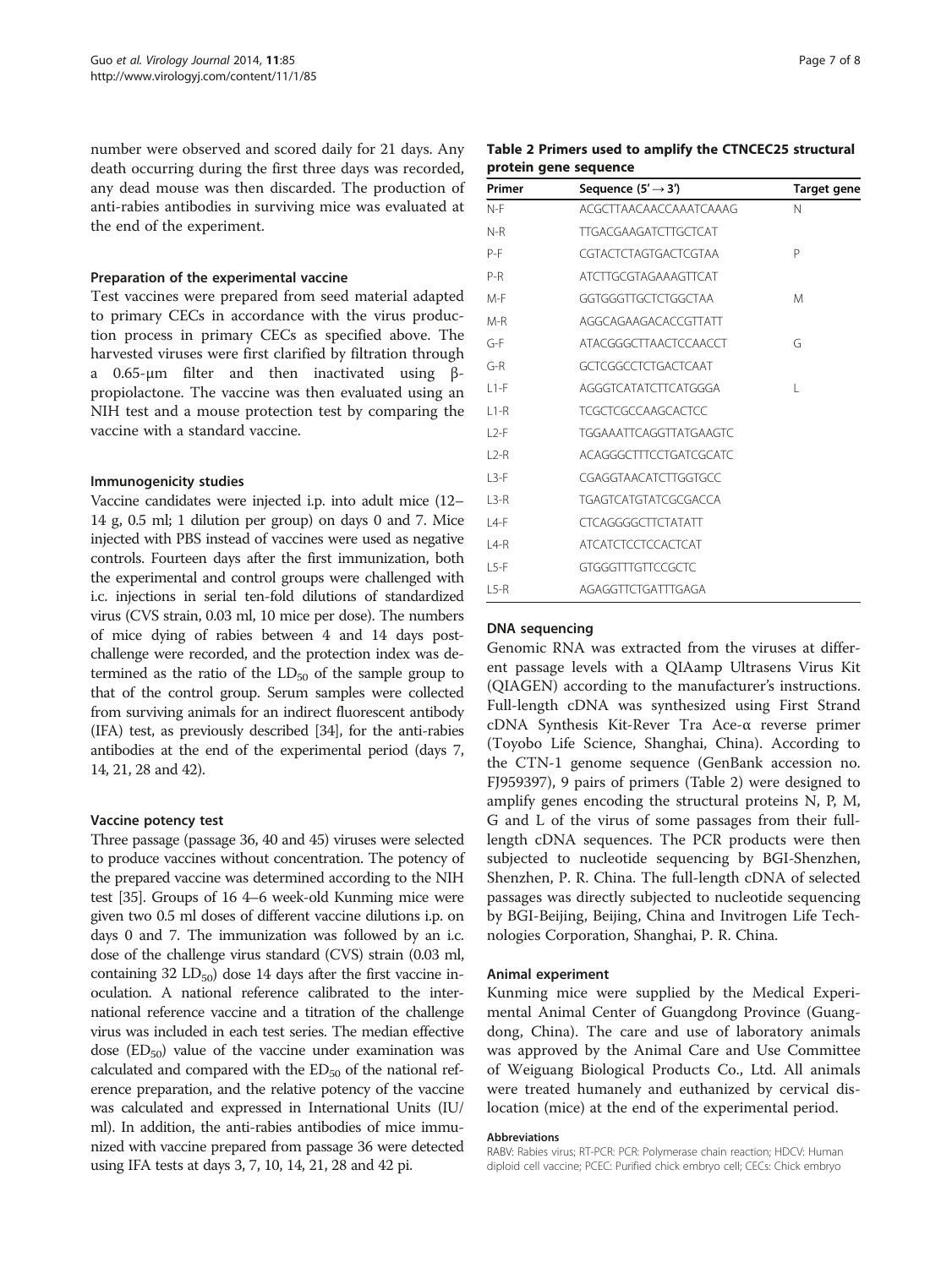number were observed and scored daily for 21 days. Any death occurring during the first three days was recorded, any dead mouse was then discarded. The production of anti-rabies antibodies in surviving mice was evaluated at the end of the experiment.

#### Preparation of the experimental vaccine

Test vaccines were prepared from seed material adapted to primary CECs in accordance with the virus production process in primary CECs as specified above. The harvested viruses were first clarified by filtration through a 0.65-μm filter and then inactivated using β-propiolactone. The vaccine was then evaluated using an NIH test and a mouse protection test by comparing the vaccine with a standard vaccine.

#### Immunogenicity studies

Vaccine candidates were injected i.p. into adult mice (12–14 g, 0.5 ml; 1 dilution per group) on days 0 and 7. Mice injected with PBS instead of vaccines were used as negative controls. Fourteen days after the first immunization, both the experimental and control groups were challenged with i.c. injections in serial ten-fold dilutions of standardized virus (CVS strain, 0.03 ml, 10 mice per dose). The numbers of mice dying of rabies between 4 and 14 days post-challenge were recorded, and the protection index was determined as the ratio of the $LD_{50}$ of the sample group to that of the control group. Serum samples were collected from surviving animals for an indirect fluorescent antibody (IFA) test, as previously described [34], for the anti-rabies antibodies at the end of the experimental period (days 7, 14, 21, 28 and 42).

#### Vaccine potency test

Three passage (passage 36, 40 and 45) viruses were selected to produce vaccines without concentration. The potency of the prepared vaccine was determined according to the NIH test [35]. Groups of 16 4–6 week-old Kunming mice were given two 0.5 ml doses of different vaccine dilutions i.p. on days 0 and 7. The immunization was followed by an i.c. dose of the challenge virus standard (CVS) strain (0.03 ml, containing 32 $LD_{50}$) dose 14 days after the first vaccine inoculation. A national reference calibrated to the international reference vaccine and a titration of the challenge virus was included in each test series. The median effective dose ($ED_{50}$) value of the vaccine under examination was calculated and compared with the $ED_{50}$ of the national reference preparation, and the relative potency of the vaccine was calculated and expressed in International Units (IU/ml). In addition, the anti-rabies antibodies of mice immunized with vaccine prepared from passage 36 were detected using IFA tests at days 3, 7, 10, 14, 21, 28 and 42 pi.

**Table 2 Primers used to amplify the CTNCEC25 structural protein gene sequence**

| Primer | Sequence (5′ → 3′) | Target gene |
|---|---|---|
| N-F | ACGCTTAACAACCAAATCAAAG | N |
| N-R | TTGACGAAGATCTTGCTCAT | |
| P-F | CGTACTCTAGTGACTCGTAA | P |
| P-R | ATCTTGCGTAGAAAGTTCAT | |
| M-F | GGTGGGTTGCTCTGGCTAA | M |
| M-R | AGGCAGAAGACACCGTTATT | |
| G-F | ATACGGGCTTAACTCCAACCT | G |
| G-R | GCTCGGCCTCTGACTCAAT | |
| L1-F | AGGGTCATATCTTCATGGGA | L |
| L1-R | TCGCTCGCCAAGCACTCC | |
| L2-F | TGGAAATTCAGGTTATGAAGTC | |
| L2-R | ACAGGGCTTTCCTGATCGCATC | |
| L3-F | CGAGGTAACATCTTGGTGCC | |
| L3-R | TGAGTCATGTATCGCGACCA | |
| L4-F | CTCAGGGGCTTCTATATT | |
| L4-R | ATCATCTCCTCCACTCAT | |
| L5-F | GTGGGTTTGTTCCGCTC | |
| L5-R | AGAGGTTCTGATTTGAGA | |

#### DNA sequencing

Genomic RNA was extracted from the viruses at different passage levels with a QIAamp Ultrasens Virus Kit (QIAGEN) according to the manufacturer's instructions. Full-length cDNA was synthesized using First Strand cDNA Synthesis Kit-Rever Tra Ace-α reverse primer (Toyobo Life Science, Shanghai, China). According to the CTN-1 genome sequence (GenBank accession no. FJ959397), 9 pairs of primers (Table 2) were designed to amplify genes encoding the structural proteins N, P, M, G and L of the virus of some passages from their full-length cDNA sequences. The PCR products were then subjected to nucleotide sequencing by BGI-Shenzhen, Shenzhen, P. R. China. The full-length cDNA of selected passages was directly subjected to nucleotide sequencing by BGI-Beijing, Beijing, China and Invitrogen Life Technologies Corporation, Shanghai, P. R. China.

#### Animal experiment

Kunming mice were supplied by the Medical Experimental Animal Center of Guangdong Province (Guangdong, China). The care and use of laboratory animals was approved by the Animal Care and Use Committee of Weiguang Biological Products Co., Ltd. All animals were treated humanely and euthanized by cervical dislocation (mice) at the end of the experimental period.

#### Abbreviations

RABV: Rabies virus; RT-PCR: PCR: Polymerase chain reaction; HDCV: Human diploid cell vaccine; PCEC: Purified chick embryo cell; CECs: Chick embryo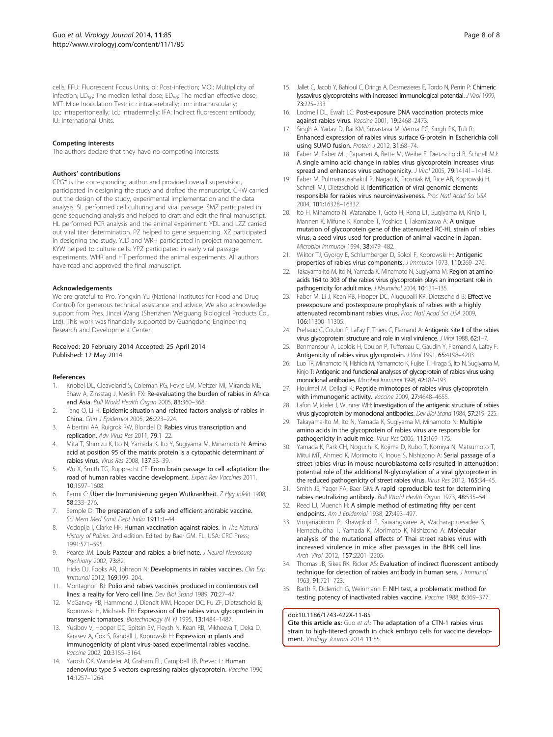cells; FFU: Fluorescent Focus Units; pi: Post-infection; MOI: Multiplicity of infection; $LD_{50}$: The median lethal dose; $ED_{50}$: The median effective dose; MIT: Mice Inoculation Test; i.c.: intracerebrally; i.m.: intramuscularly; i.p.: intraperitoneally; i.d.: intradermally; IFA: Indirect fluorescent antibody; IU: International Units.

### Competing interests

The authors declare that they have no competing interests.

### Authors' contributions

CPG* is the corresponding author and provided overall supervision, participated in designing the study and drafted the manuscript. CHW carried out the design of the study, experimental implementation and the data analysis. SL performed cell culturing and viral passage. SMZ participated in gene sequencing analysis and helped to draft and edit the final manuscript. HL performed PCR analysis and the animal experiment. YDL and LZZ carried out viral titer determination. PZ helped to gene sequencing. XZ participated in designing the study. YJD and WRH participated in project management. KYW helped to culture cells. YPZ participated in early viral passage experiments. WHR and HT performed the animal experiments. All authors have read and approved the final manuscript.

### Acknowledgements

We are grateful to Pro. Yongxin Yu (National Institutes for Food and Drug Control) for generous technical assistance and advice. We also acknowledge support from Pres. Jincai Wang (Shenzhen Weiguang Biological Products Co., Ltd). This work was financially supported by Guangdong Engineering Research and Development Center.

Received: 20 February 2014 Accepted: 25 April 2014
Published: 12 May 2014

### References

1. Knobel DL, Cleaveland S, Coleman PG, Fevre EM, Meltzer MI, Miranda ME, Shaw A, Zinsstag J, Meslin FX: **Re-evaluating the burden of rabies in Africa and Asia.** *Bull World Health Organ* 2005, **83:**360–368.
2. Tang Q, Li H: **Epidemic situation and related factors analysis of rabies in China.** *Chin J Epidemiol* 2005, **26:**223–224.
3. Albertini AA, Ruigrok RW, Blondel D: **Rabies virus transcription and replication.** *Adv Virus Res* 2011, **79:**1–22.
4. Mita T, Shimizu K, Ito N, Yamada K, Ito Y, Sugiyama M, Minamoto N: **Amino acid at position 95 of the matrix protein is a cytopathic determinant of rabies virus.** *Virus Res* 2008, **137:**33–39.
5. Wu X, Smith TG, Rupprecht CE: **From brain passage to cell adaptation: the road of human rabies vaccine development.** *Expert Rev Vaccines* 2011, **10:**1597–1608.
6. Fermi C: **Über die Immunisierung gegen Wutkrankheit.** *Z Hyg Infekt* 1908, **58:**233–276.
7. Semple D: **The preparation of a safe and efficient antirabic vaccine.** *Sci Mem Med Sanit Dept India* 1911:1–44.
8. Vodopija I, Clarke HF: **Human vaccination against rabies.** In *The Natural History of Rabies.* 2nd edition. Edited by Baer GM. FL, USA: CRC Press; 1991:571–595.
9. Pearce JM: **Louis Pasteur and rabies: a brief note.** *J Neurol Neurosurg Psychiatry* 2002, **73:**82.
10. Hicks DJ, Fooks AR, Johnson N: **Developments in rabies vaccines.** *Clin Exp Immunol* 2012, **169:**199–204.
11. Montagnon BJ: **Polio and rabies vaccines produced in continuous cell lines: a reality for Vero cell line.** *Dev Biol Stand* 1989, **70:**27–47.
12. McGarvey PB, Hammond J, Dienelt MM, Hooper DC, Fu ZF, Dietzschold B, Koprowski H, Michaels FH: **Expression of the rabies virus glycoprotein in transgenic tomatoes.** *Biotechnology (N Y)* 1995, **13:**1484–1487.
13. Yusibov V, Hooper DC, Spitsin SV, Fleysh N, Kean RB, Mikheeva T, Deka D, Karasev A, Cox S, Randall J, Koprowski H: **Expression in plants and immunogenicity of plant virus-based experimental rabies vaccine.** *Vaccine* 2002, **20:**3155–3164.
14. Yarosh OK, Wandeler AI, Graham FL, Campbell JB, Prevec L: **Human adenovirus type 5 vectors expressing rabies glycoprotein.** *Vaccine* 1996, **14:**1257–1264.
15. Jallet C, Jacob Y, Bahloul C, Drings A, Desmezieres E, Tordo N, Perrin P: **Chimeric lyssavirus glycoproteins with increased immunological potential.** *J Virol* 1999, **73:**225–233.
16. Lodmell DL, Ewalt LC: **Post-exposure DNA vaccination protects mice against rabies virus.** *Vaccine* 2001, **19:**2468–2473.
17. Singh A, Yadav D, Rai KM, Srivastava M, Verma PC, Singh PK, Tuli R: **Enhanced expression of rabies virus surface G-protein in Escherichia coli using SUMO fusion.** *Protein J* 2012, **31:**68–74.
18. Faber M, Faber ML, Papaneri A, Bette M, Weihe E, Dietzschold B, Schnell MJ: **A single amino acid change in rabies virus glycoprotein increases virus spread and enhances virus pathogenicity.** *J Virol* 2005, **79:**14141–14148.
19. Faber M, Pulmanausahakul R, Nagao K, Prosniak M, Rice AB, Koprowski H, Schnell MJ, Dietzschold B: **Identification of viral genomic elements responsible for rabies virus neuroinvasiveness.** *Proc Natl Acad Sci USA* 2004, **101:**16328–16332.
20. Ito H, Minamoto N, Watanabe T, Goto H, Rong LT, Sugiyama M, Kinjo T, Mannen K, Mifune K, Konobe T, Yoshida I, Takamizawa A: **A unique mutation of glycoprotein gene of the attenuated RC-HL strain of rabies virus, a seed virus used for production of animal vaccine in Japan.** *Microbiol Immunol* 1994, **38:**479–482.
21. Wiktor TJ, Gyorgy E, Schlumberger D, Sokol F, Koprowski H: **Antigenic properties of rabies virus components.** *J Immunol* 1973, **110:**269–276.
22. Takayama-Ito M, Ito N, Yamada K, Minamoto N, Sugiyama M: **Region at amino acids 164 to 303 of the rabies virus glycoprotein plays an important role in pathogenicity for adult mice.** *J Neurovirol* 2004, **10:**131–135.
23. Faber M, Li J, Kean RB, Hooper DC, Alugupalli KR, Dietzschold B: **Effective preexposure and postexposure prophylaxis of rabies with a highly attenuated recombinant rabies virus.** *Proc Natl Acad Sci USA* 2009, **106:**11300–11305.
24. Prehaud C, Coulon P, LaFay F, Thiers C, Flamand A: **Antigenic site II of the rabies virus glycoprotein: structure and role in viral virulence.** *J Virol* 1988, **62:**1–7.
25. Benmansour A, Leblois H, Coulon P, Tuffereau C, Gaudin Y, Flamand A, Lafay F: **Antigenicity of rabies virus glycoprotein.** *J Virol* 1991, **65:**4198–4203.
26. Luo TR, Minamoto N, Hishida M, Yamamoto K, Fujise T, Hiraga S, Ito N, Sugiyama M, Kinjo T: **Antigenic and functional analyses of glycoprotein of rabies virus using monoclonal antibodies.** *Microbiol Immunol* 1998, **42:**187–193.
27. Houimel M, Dellagi K: **Peptide mimotopes of rabies virus glycoprotein with immunogenic activity.** *Vaccine* 2009, **27:**4648–4655.
28. Lafon M, Ideler J, Wunner WH: **Investigation of the antigenic structure of rabies virus glycoprotein by monoclonal antibodies.** *Dev Biol Stand* 1984, **57:**219–225.
29. Takayama-Ito M, Ito N, Yamada K, Sugiyama M, Minamoto N: **Multiple amino acids in the glycoprotein of rabies virus are responsible for pathogenicity in adult mice.** *Virus Res* 2006, **115:**169–175.
30. Yamada K, Park CH, Noguchi K, Kojima D, Kubo T, Komiya N, Matsumoto T, Mitui MT, Ahmed K, Morimoto K, Inoue S, Nishizono A: **Serial passage of a street rabies virus in mouse neuroblastoma cells resulted in attenuation: potential role of the additional N-glycosylation of a viral glycoprotein in the reduced pathogenicity of street rabies virus.** *Virus Res* 2012, **165:**34–45.
31. Smith JS, Yager PA, Baer GM: **A rapid reproducible test for determining rabies neutralizing antibody.** *Bull World Health Organ* 1973, **48:**535–541.
32. Reed LJ, Muench H: **A simple method of estimating fifty per cent endpoints.** *Am J Epidemiol* 1938, **27:**493–497.
33. Virojanapirom P, Khawplod P, Sawangvaree A, Wacharapluesadee S, Hemachudha T, Yamada K, Morimoto K, Nishizono A: **Molecular analysis of the mutational effects of Thai street rabies virus with increased virulence in mice after passages in the BHK cell line.** *Arch Virol* 2012, **157:**2201–2205.
34. Thomas JB, Sikes RK, Ricker AS: **Evaluation of indirect fluorescent antibody technique for detection of rabies antibody in human sera.** *J Immunol* 1963, **91:**721–723.
35. Barth R, Diderrich G, Weinmann E: **NIH test, a problematic method for testing potency of inactivated rabies vaccine.** *Vaccine* 1988, **6:**369–377.

doi:10.1186/1743-422X-11-85
**Cite this article as:** Guo *et al.*: The adaptation of a CTN-1 rabies virus strain to high-titered growth in chick embryo cells for vaccine development. *Virology Journal* 2014 **11**:85.